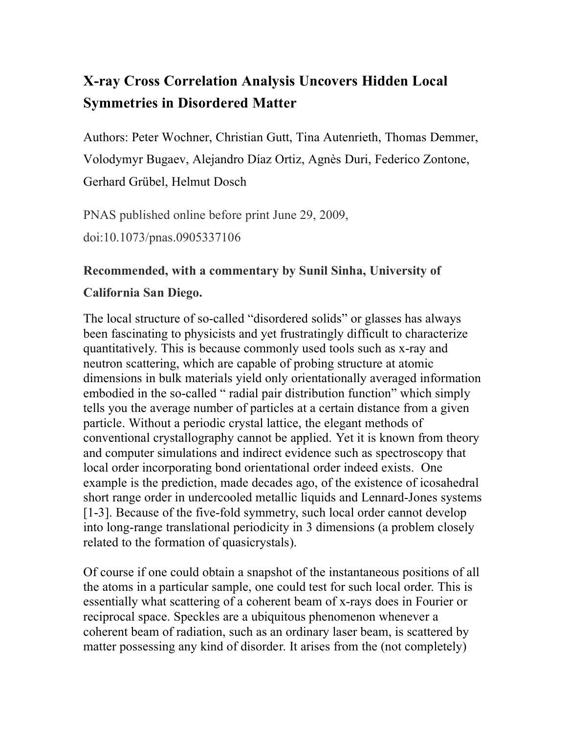# X-ray Cross Correlation Analysis Uncovers Hidden Local Symmetries in Disordered Matter

Authors: Peter Wochner, Christian Gutt, Tina Autenrieth, Thomas Demmer, Volodymyr Bugaev, Alejandro Díaz Ortiz, Agnès Duri, Federico Zontone, Gerhard Grübel, Helmut Dosch

PNAS published online before print June 29, 2009,
doi:10.1073/pnas.0905337106

**Recommended, with a commentary by Sunil Sinha, University of California San Diego.**

The local structure of so-called "disordered solids" or glasses has always been fascinating to physicists and yet frustratingly difficult to characterize quantitatively. This is because commonly used tools such as x-ray and neutron scattering, which are capable of probing structure at atomic dimensions in bulk materials yield only orientationally averaged information embodied in the so-called " radial pair distribution function" which simply tells you the average number of particles at a certain distance from a given particle. Without a periodic crystal lattice, the elegant methods of conventional crystallography cannot be applied. Yet it is known from theory and computer simulations and indirect evidence such as spectroscopy that local order incorporating bond orientational order indeed exists. One example is the prediction, made decades ago, of the existence of icosahedral short range order in undercooled metallic liquids and Lennard-Jones systems [1-3]. Because of the five-fold symmetry, such local order cannot develop into long-range translational periodicity in 3 dimensions (a problem closely related to the formation of quasicrystals).

Of course if one could obtain a snapshot of the instantaneous positions of all the atoms in a particular sample, one could test for such local order. This is essentially what scattering of a coherent beam of x-rays does in Fourier or reciprocal space. Speckles are a ubiquitous phenomenon whenever a coherent beam of radiation, such as an ordinary laser beam, is scattered by matter possessing any kind of disorder. It arises from the (not completely)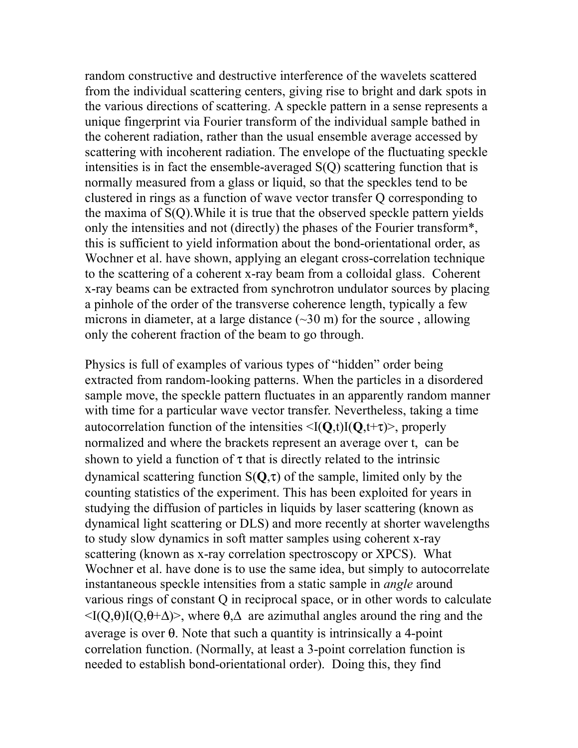random constructive and destructive interference of the wavelets scattered from the individual scattering centers, giving rise to bright and dark spots in the various directions of scattering. A speckle pattern in a sense represents a unique fingerprint via Fourier transform of the individual sample bathed in the coherent radiation, rather than the usual ensemble average accessed by scattering with incoherent radiation. The envelope of the fluctuating speckle intensities is in fact the ensemble-averaged $S(Q)$ scattering function that is normally measured from a glass or liquid, so that the speckles tend to be clustered in rings as a function of wave vector transfer $Q$ corresponding to the maxima of $S(Q)$.While it is true that the observed speckle pattern yields only the intensities and not (directly) the phases of the Fourier transform*, this is sufficient to yield information about the bond-orientational order, as Wochner et al. have shown, applying an elegant cross-correlation technique to the scattering of a coherent x-ray beam from a colloidal glass. Coherent x-ray beams can be extracted from synchrotron undulator sources by placing a pinhole of the order of the transverse coherence length, typically a few microns in diameter, at a large distance (~30 m) for the source , allowing only the coherent fraction of the beam to go through.

Physics is full of examples of various types of "hidden" order being extracted from random-looking patterns. When the particles in a disordered sample move, the speckle pattern fluctuates in an apparently random manner with time for a particular wave vector transfer. Nevertheless, taking a time autocorrelation function of the intensities $\langle I(\mathbf{Q},t)I(\mathbf{Q},t+\tau)\rangle$, properly normalized and where the brackets represent an average over t, can be shown to yield a function of $\tau$ that is directly related to the intrinsic dynamical scattering function $S(\mathbf{Q},\tau)$ of the sample, limited only by the counting statistics of the experiment. This has been exploited for years in studying the diffusion of particles in liquids by laser scattering (known as dynamical light scattering or DLS) and more recently at shorter wavelengths to study slow dynamics in soft matter samples using coherent x-ray scattering (known as x-ray correlation spectroscopy or XPCS). What Wochner et al. have done is to use the same idea, but simply to autocorrelate instantaneous speckle intensities from a static sample in *angle* around various rings of constant Q in reciprocal space, or in other words to calculate $\langle I(Q,\theta)I(Q,\theta+\Delta)\rangle$, where $\theta,\Delta$ are azimuthal angles around the ring and the average is over $\theta$. Note that such a quantity is intrinsically a 4-point correlation function. (Normally, at least a 3-point correlation function is needed to establish bond-orientational order). Doing this, they find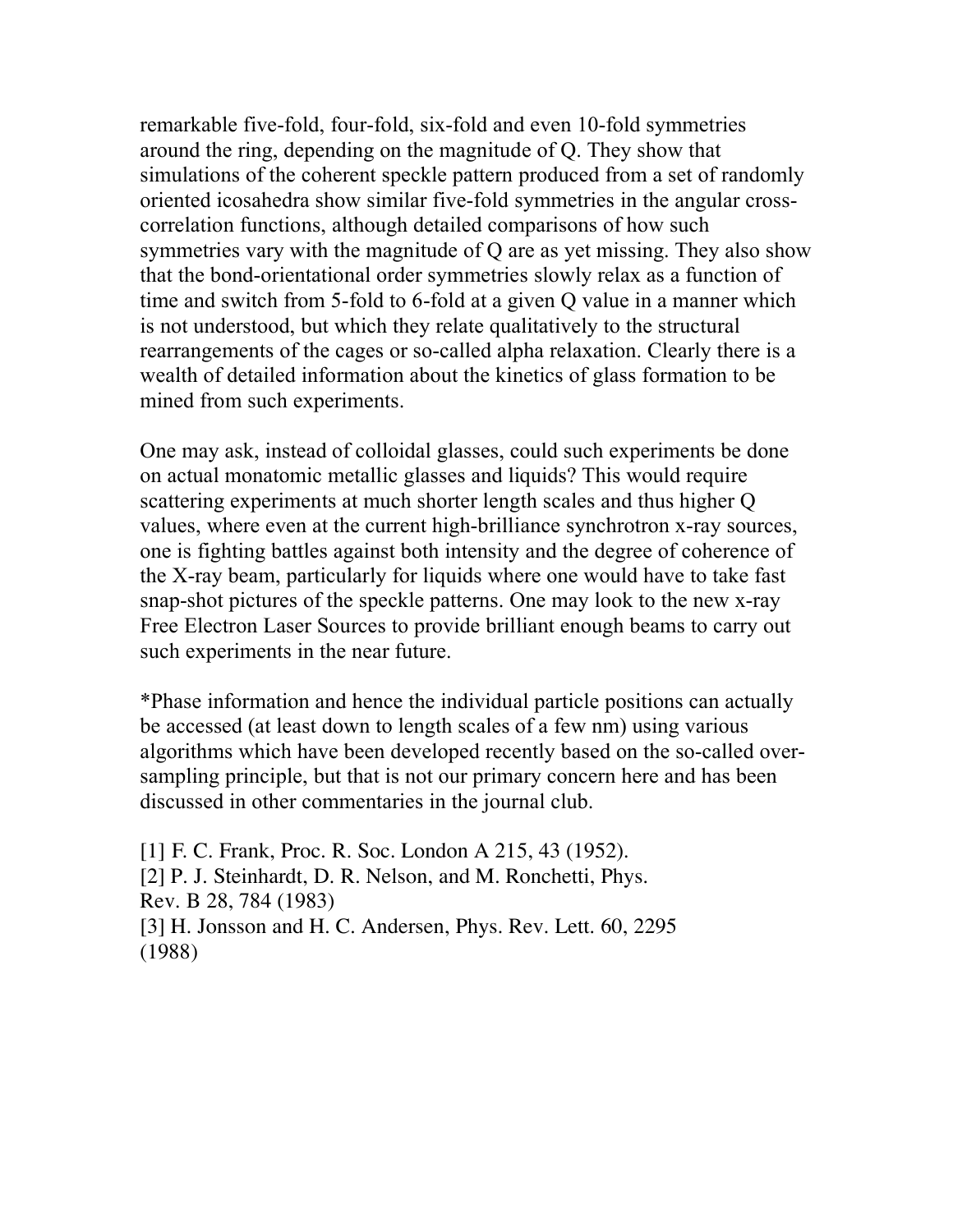remarkable five-fold, four-fold, six-fold and even 10-fold symmetries around the ring, depending on the magnitude of Q. They show that simulations of the coherent speckle pattern produced from a set of randomly oriented icosahedra show similar five-fold symmetries in the angular cross-correlation functions, although detailed comparisons of how such symmetries vary with the magnitude of Q are as yet missing. They also show that the bond-orientational order symmetries slowly relax as a function of time and switch from 5-fold to 6-fold at a given Q value in a manner which is not understood, but which they relate qualitatively to the structural rearrangements of the cages or so-called alpha relaxation. Clearly there is a wealth of detailed information about the kinetics of glass formation to be mined from such experiments.

One may ask, instead of colloidal glasses, could such experiments be done on actual monatomic metallic glasses and liquids? This would require scattering experiments at much shorter length scales and thus higher Q values, where even at the current high-brilliance synchrotron x-ray sources, one is fighting battles against both intensity and the degree of coherence of the X-ray beam, particularly for liquids where one would have to take fast snap-shot pictures of the speckle patterns. One may look to the new x-ray Free Electron Laser Sources to provide brilliant enough beams to carry out such experiments in the near future.

*Phase information and hence the individual particle positions can actually be accessed (at least down to length scales of a few nm) using various algorithms which have been developed recently based on the so-called over-sampling principle, but that is not our primary concern here and has been discussed in other commentaries in the journal club.

[1] F. C. Frank, Proc. R. Soc. London A 215, 43 (1952).
[2] P. J. Steinhardt, D. R. Nelson, and M. Ronchetti, Phys. Rev. B 28, 784 (1983)
[3] H. Jonsson and H. C. Andersen, Phys. Rev. Lett. 60, 2295 (1988)